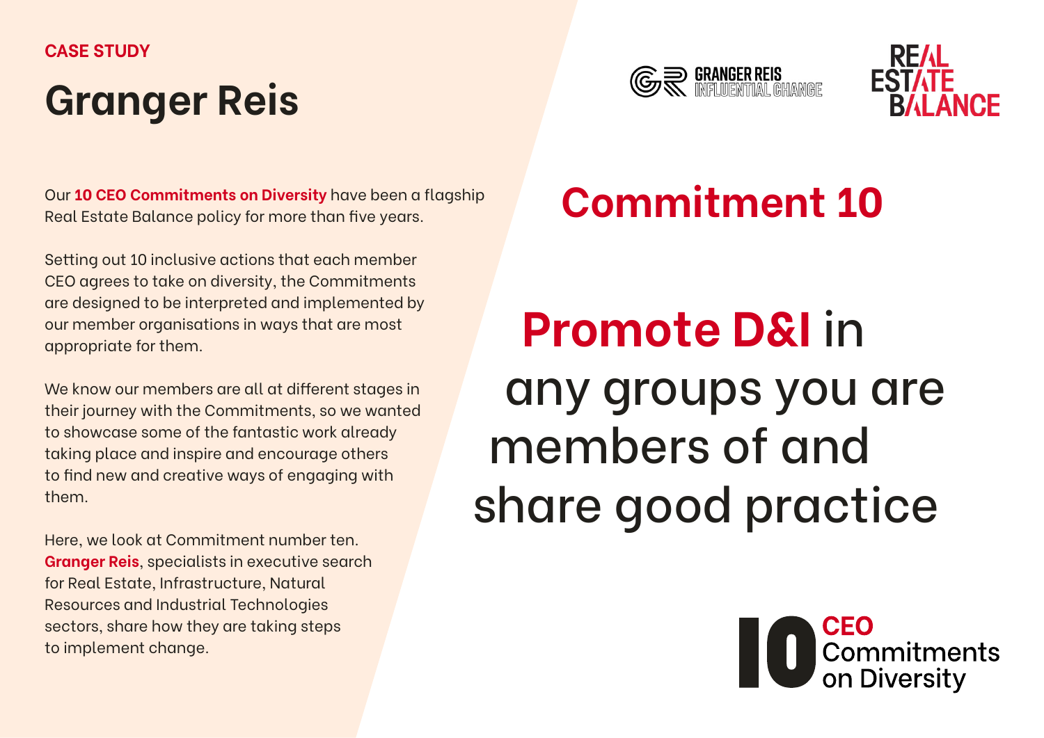CASE STUDY

# Granger Reis

Our **10 CEO Commitments on Diversity** have been a flagship Real Estate Balance policy for more than five years.

Setting out 10 inclusive actions that each member CEO agrees to take on diversity, the Commitments are designed to be interpreted and implemented by our member organisations in ways that are most appropriate for them.

We know our members are all at different stages in their journey with the Commitments, so we wanted to showcase some of the fantastic work already taking place and inspire and encourage others to find new and creative ways of engaging with them.

Here, we look at Commitment number ten. **Granger Reis**, specialists in executive search for Real Estate, Infrastructure, Natural Resources and Industrial Technologies sectors, share how they are taking steps to implement change.

GRANGER REIS INFLUENTIAL CHANGE

REAL ESTATE BALANCE

## Commitment 10

**Promote D&I** in any groups you are members of and share good practice

10 CEO Commitments on Diversity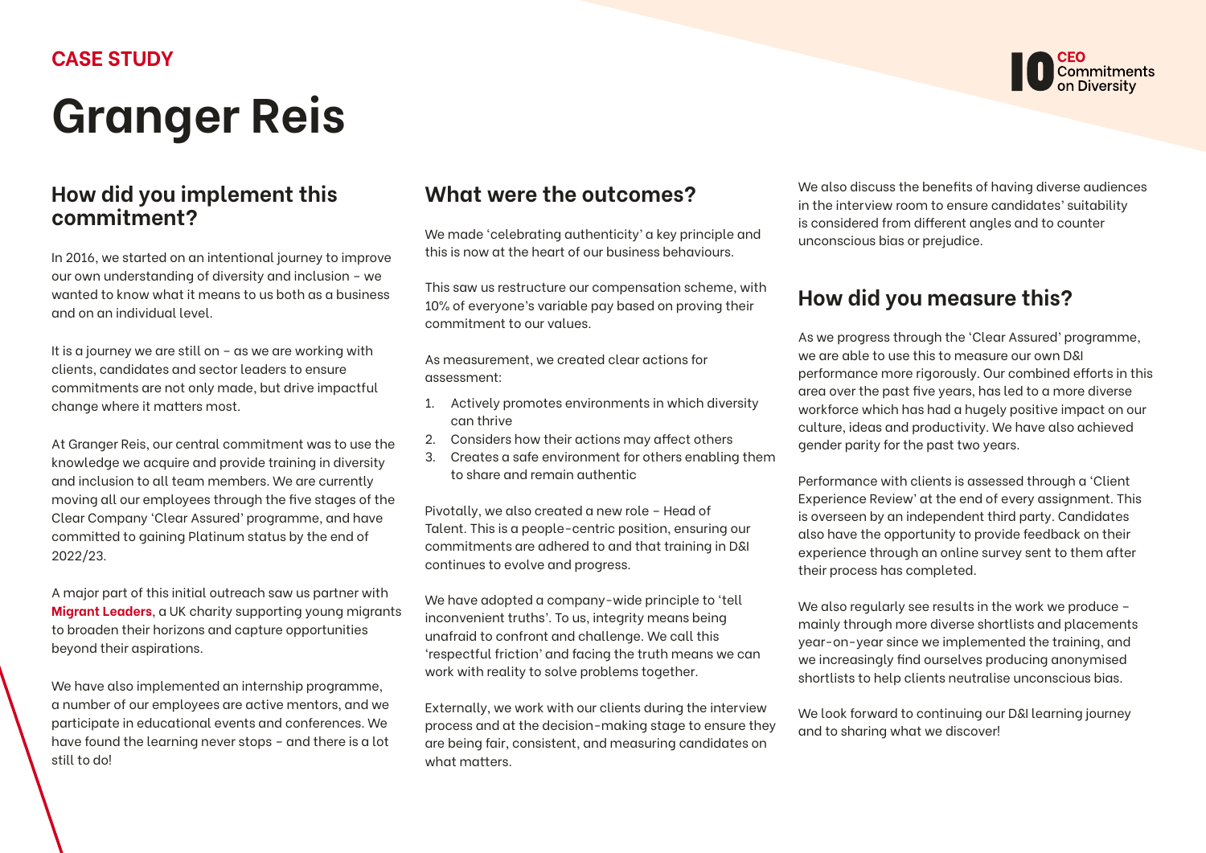CASE STUDY

# Granger Reis

## How did you implement this commitment?

In 2016, we started on an intentional journey to improve our own understanding of diversity and inclusion – we wanted to know what it means to us both as a business and on an individual level.

It is a journey we are still on – as we are working with clients, candidates and sector leaders to ensure commitments are not only made, but drive impactful change where it matters most.

At Granger Reis, our central commitment was to use the knowledge we acquire and provide training in diversity and inclusion to all team members. We are currently moving all our employees through the five stages of the Clear Company 'Clear Assured' programme, and have committed to gaining Platinum status by the end of 2022/23.

A major part of this initial outreach saw us partner with **Migrant Leaders**, a UK charity supporting young migrants to broaden their horizons and capture opportunities beyond their aspirations.

We have also implemented an internship programme, a number of our employees are active mentors, and we participate in educational events and conferences. We have found the learning never stops – and there is a lot still to do!

## What were the outcomes?

We made 'celebrating authenticity' a key principle and this is now at the heart of our business behaviours.

This saw us restructure our compensation scheme, with 10% of everyone's variable pay based on proving their commitment to our values.

As measurement, we created clear actions for assessment:

1. Actively promotes environments in which diversity can thrive
2. Considers how their actions may affect others
3. Creates a safe environment for others enabling them to share and remain authentic

Pivotally, we also created a new role – Head of Talent. This is a people-centric position, ensuring our commitments are adhered to and that training in D&I continues to evolve and progress.

We have adopted a company-wide principle to 'tell inconvenient truths'. To us, integrity means being unafraid to confront and challenge. We call this 'respectful friction' and facing the truth means we can work with reality to solve problems together.

Externally, we work with our clients during the interview process and at the decision-making stage to ensure they are being fair, consistent, and measuring candidates on what matters.

We also discuss the benefits of having diverse audiences in the interview room to ensure candidates' suitability is considered from different angles and to counter unconscious bias or prejudice.

## How did you measure this?

As we progress through the 'Clear Assured' programme, we are able to use this to measure our own D&I performance more rigorously. Our combined efforts in this area over the past five years, has led to a more diverse workforce which has had a hugely positive impact on our culture, ideas and productivity. We have also achieved gender parity for the past two years.

Performance with clients is assessed through a 'Client Experience Review' at the end of every assignment. This is overseen by an independent third party. Candidates also have the opportunity to provide feedback on their experience through an online survey sent to them after their process has completed.

We also regularly see results in the work we produce – mainly through more diverse shortlists and placements year-on-year since we implemented the training, and we increasingly find ourselves producing anonymised shortlists to help clients neutralise unconscious bias.

We look forward to continuing our D&I learning journey and to sharing what we discover!